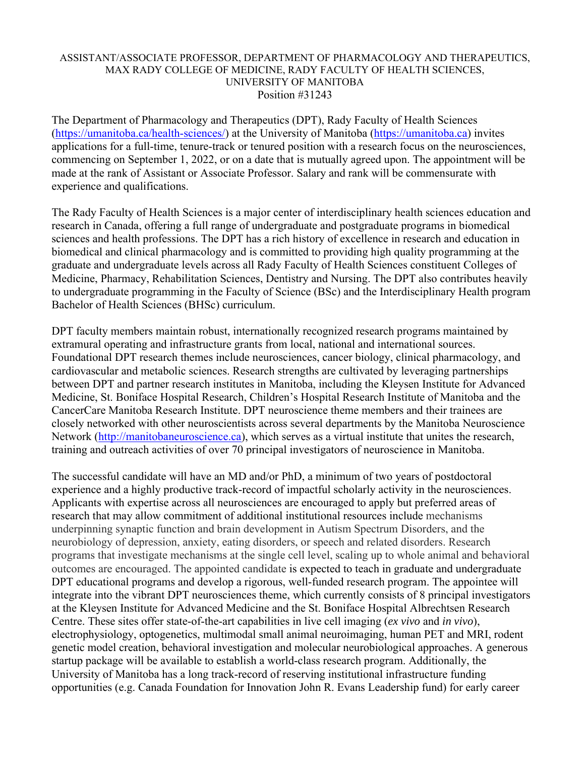# ASSISTANT/ASSOCIATE PROFESSOR, DEPARTMENT OF PHARMACOLOGY AND THERAPEUTICS, MAX RADY COLLEGE OF MEDICINE, RADY FACULTY OF HEALTH SCIENCES, UNIVERSITY OF MANITOBA

Position #31243

The Department of Pharmacology and Therapeutics (DPT), Rady Faculty of Health Sciences (https://umanitoba.ca/health-sciences/) at the University of Manitoba (https://umanitoba.ca) invites applications for a full-time, tenure-track or tenured position with a research focus on the neurosciences, commencing on September 1, 2022, or on a date that is mutually agreed upon. The appointment will be made at the rank of Assistant or Associate Professor. Salary and rank will be commensurate with experience and qualifications.

The Rady Faculty of Health Sciences is a major center of interdisciplinary health sciences education and research in Canada, offering a full range of undergraduate and postgraduate programs in biomedical sciences and health professions. The DPT has a rich history of excellence in research and education in biomedical and clinical pharmacology and is committed to providing high quality programming at the graduate and undergraduate levels across all Rady Faculty of Health Sciences constituent Colleges of Medicine, Pharmacy, Rehabilitation Sciences, Dentistry and Nursing. The DPT also contributes heavily to undergraduate programming in the Faculty of Science (BSc) and the Interdisciplinary Health program Bachelor of Health Sciences (BHSc) curriculum.

DPT faculty members maintain robust, internationally recognized research programs maintained by extramural operating and infrastructure grants from local, national and international sources. Foundational DPT research themes include neurosciences, cancer biology, clinical pharmacology, and cardiovascular and metabolic sciences. Research strengths are cultivated by leveraging partnerships between DPT and partner research institutes in Manitoba, including the Kleysen Institute for Advanced Medicine, St. Boniface Hospital Research, Children's Hospital Research Institute of Manitoba and the CancerCare Manitoba Research Institute. DPT neuroscience theme members and their trainees are closely networked with other neuroscientists across several departments by the Manitoba Neuroscience Network (http://manitobaneuroscience.ca), which serves as a virtual institute that unites the research, training and outreach activities of over 70 principal investigators of neuroscience in Manitoba.

The successful candidate will have an MD and/or PhD, a minimum of two years of postdoctoral experience and a highly productive track-record of impactful scholarly activity in the neurosciences. Applicants with expertise across all neurosciences are encouraged to apply but preferred areas of research that may allow commitment of additional institutional resources include mechanisms underpinning synaptic function and brain development in Autism Spectrum Disorders, and the neurobiology of depression, anxiety, eating disorders, or speech and related disorders. Research programs that investigate mechanisms at the single cell level, scaling up to whole animal and behavioral outcomes are encouraged. The appointed candidate is expected to teach in graduate and undergraduate DPT educational programs and develop a rigorous, well-funded research program. The appointee will integrate into the vibrant DPT neurosciences theme, which currently consists of 8 principal investigators at the Kleysen Institute for Advanced Medicine and the St. Boniface Hospital Albrechtsen Research Centre. These sites offer state-of-the-art capabilities in live cell imaging (*ex vivo* and *in vivo*), electrophysiology, optogenetics, multimodal small animal neuroimaging, human PET and MRI, rodent genetic model creation, behavioral investigation and molecular neurobiological approaches. A generous startup package will be available to establish a world-class research program. Additionally, the University of Manitoba has a long track-record of reserving institutional infrastructure funding opportunities (e.g. Canada Foundation for Innovation John R. Evans Leadership fund) for early career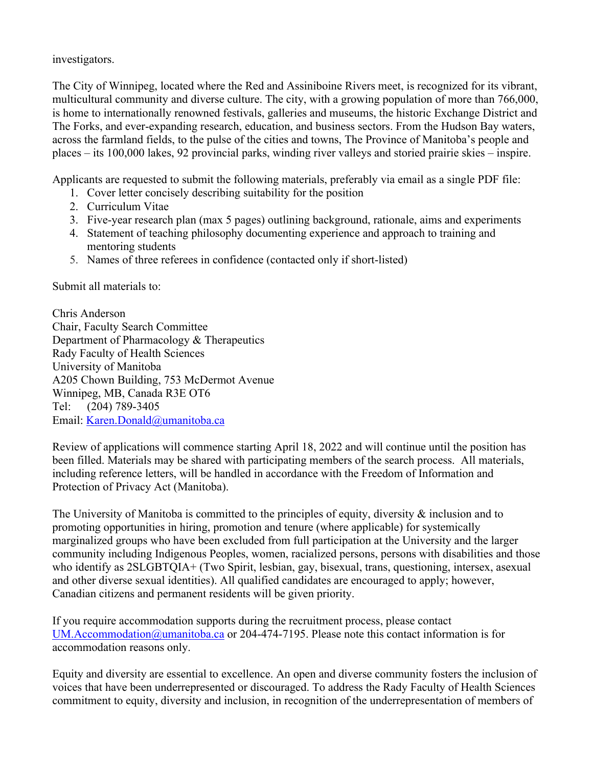investigators.

The City of Winnipeg, located where the Red and Assiniboine Rivers meet, is recognized for its vibrant, multicultural community and diverse culture. The city, with a growing population of more than 766,000, is home to internationally renowned festivals, galleries and museums, the historic Exchange District and The Forks, and ever-expanding research, education, and business sectors. From the Hudson Bay waters, across the farmland fields, to the pulse of the cities and towns, The Province of Manitoba's people and places – its 100,000 lakes, 92 provincial parks, winding river valleys and storied prairie skies – inspire.

Applicants are requested to submit the following materials, preferably via email as a single PDF file:

1. Cover letter concisely describing suitability for the position
2. Curriculum Vitae
3. Five-year research plan (max 5 pages) outlining background, rationale, aims and experiments
4. Statement of teaching philosophy documenting experience and approach to training and mentoring students
5. Names of three referees in confidence (contacted only if short-listed)

Submit all materials to:

Chris Anderson
Chair, Faculty Search Committee
Department of Pharmacology & Therapeutics
Rady Faculty of Health Sciences
University of Manitoba
A205 Chown Building, 753 McDermot Avenue
Winnipeg, MB, Canada R3E OT6
Tel: (204) 789-3405
Email: Karen.Donald@umanitoba.ca

Review of applications will commence starting April 18, 2022 and will continue until the position has been filled. Materials may be shared with participating members of the search process. All materials, including reference letters, will be handled in accordance with the Freedom of Information and Protection of Privacy Act (Manitoba).

The University of Manitoba is committed to the principles of equity, diversity & inclusion and to promoting opportunities in hiring, promotion and tenure (where applicable) for systemically marginalized groups who have been excluded from full participation at the University and the larger community including Indigenous Peoples, women, racialized persons, persons with disabilities and those who identify as 2SLGBTQIA+ (Two Spirit, lesbian, gay, bisexual, trans, questioning, intersex, asexual and other diverse sexual identities). All qualified candidates are encouraged to apply; however, Canadian citizens and permanent residents will be given priority.

If you require accommodation supports during the recruitment process, please contact UM.Accommodation@umanitoba.ca or 204-474-7195. Please note this contact information is for accommodation reasons only.

Equity and diversity are essential to excellence. An open and diverse community fosters the inclusion of voices that have been underrepresented or discouraged. To address the Rady Faculty of Health Sciences commitment to equity, diversity and inclusion, in recognition of the underrepresentation of members of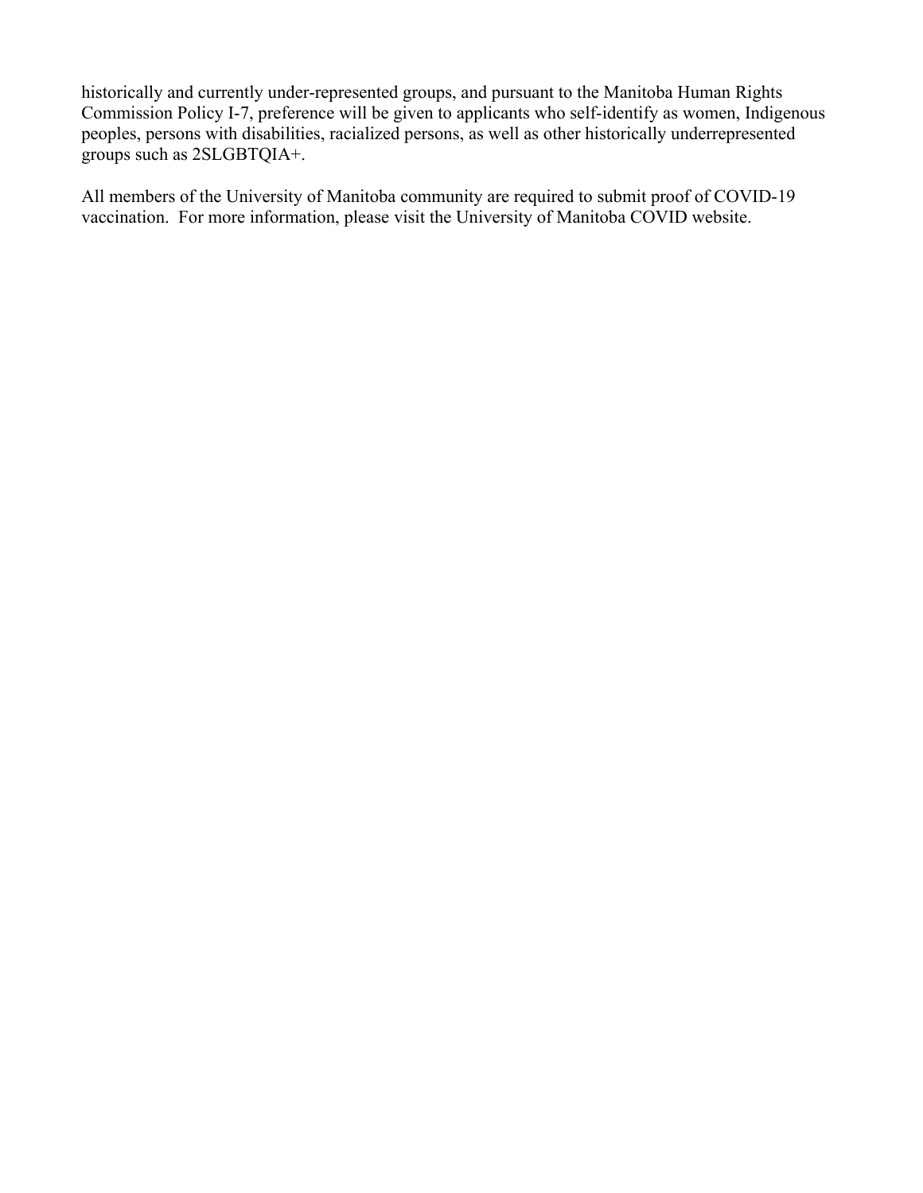historically and currently under-represented groups, and pursuant to the Manitoba Human Rights Commission Policy I-7, preference will be given to applicants who self-identify as women, Indigenous peoples, persons with disabilities, racialized persons, as well as other historically underrepresented groups such as 2SLGBTQIA+.

All members of the University of Manitoba community are required to submit proof of COVID-19 vaccination. For more information, please visit the University of Manitoba COVID website.